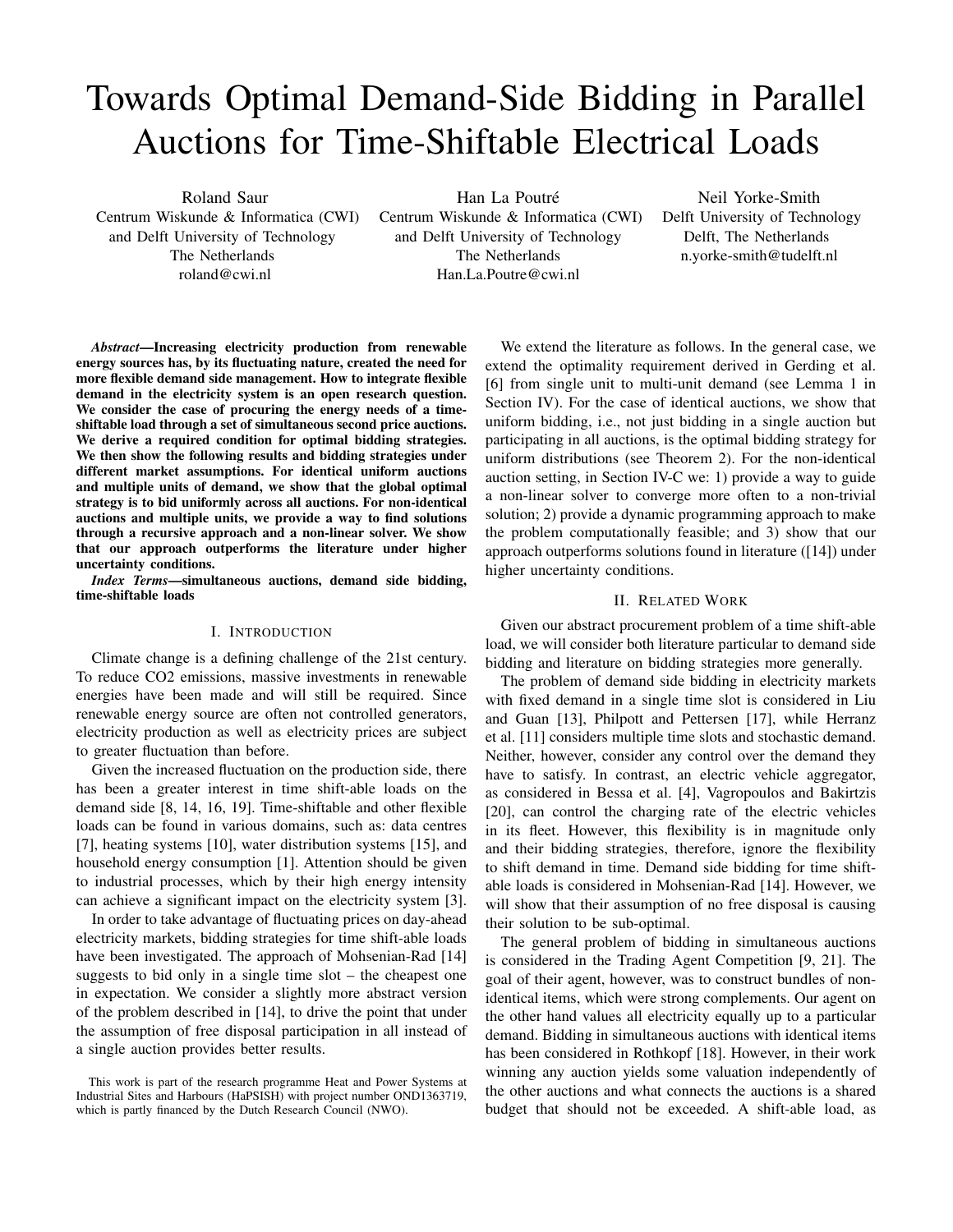# Towards Optimal Demand-Side Bidding in Parallel Auctions for Time-Shiftable Electrical Loads

Roland Saur
Centrum Wiskunde & Informatica (CWI)
and Delft University of Technology
The Netherlands
roland@cwi.nl

Han La Poutré
Centrum Wiskunde & Informatica (CWI)
and Delft University of Technology
The Netherlands
Han.La.Poutre@cwi.nl

Neil Yorke-Smith
Delft University of Technology
Delft, The Netherlands
n.yorke-smith@tudelft.nl

***Abstract*—Increasing electricity production from renewable energy sources has, by its fluctuating nature, created the need for more flexible demand side management. How to integrate flexible demand in the electricity system is an open research question. We consider the case of procuring the energy needs of a time-shiftable load through a set of simultaneous second price auctions. We derive a required condition for optimal bidding strategies. We then show the following results and bidding strategies under different market assumptions. For identical uniform auctions and multiple units of demand, we show that the global optimal strategy is to bid uniformly across all auctions. For non-identical auctions and multiple units, we provide a way to find solutions through a recursive approach and a non-linear solver. We show that our approach outperforms the literature under higher uncertainty conditions.**

***Index Terms*—simultaneous auctions, demand side bidding, time-shiftable loads**

## I. Introduction

Climate change is a defining challenge of the 21st century. To reduce CO2 emissions, massive investments in renewable energies have been made and will still be required. Since renewable energy source are often not controlled generators, electricity production as well as electricity prices are subject to greater fluctuation than before.

Given the increased fluctuation on the production side, there has been a greater interest in time shift-able loads on the demand side [8, 14, 16, 19]. Time-shiftable and other flexible loads can be found in various domains, such as: data centres [7], heating systems [10], water distribution systems [15], and household energy consumption [1]. Attention should be given to industrial processes, which by their high energy intensity can achieve a significant impact on the electricity system [3].

In order to take advantage of fluctuating prices on day-ahead electricity markets, bidding strategies for time shift-able loads have been investigated. The approach of Mohsenian-Rad [14] suggests to bid only in a single time slot – the cheapest one in expectation. We consider a slightly more abstract version of the problem described in [14], to drive the point that under the assumption of free disposal participation in all instead of a single auction provides better results.

We extend the literature as follows. In the general case, we extend the optimality requirement derived in Gerding et al. [6] from single unit to multi-unit demand (see Lemma 1 in Section IV). For the case of identical auctions, we show that uniform bidding, i.e., not just bidding in a single auction but participating in all auctions, is the optimal bidding strategy for uniform distributions (see Theorem 2). For the non-identical auction setting, in Section IV-C we: 1) provide a way to guide a non-linear solver to converge more often to a non-trivial solution; 2) provide a dynamic programming approach to make the problem computationally feasible; and 3) show that our approach outperforms solutions found in literature ([14]) under higher uncertainty conditions.

## II. Related Work

Given our abstract procurement problem of a time shift-able load, we will consider both literature particular to demand side bidding and literature on bidding strategies more generally.

The problem of demand side bidding in electricity markets with fixed demand in a single time slot is considered in Liu and Guan [13], Philpott and Pettersen [17], while Herranz et al. [11] considers multiple time slots and stochastic demand. Neither, however, consider any control over the demand they have to satisfy. In contrast, an electric vehicle aggregator, as considered in Bessa et al. [4], Vagropoulos and Bakirtzis [20], can control the charging rate of the electric vehicles in its fleet. However, this flexibility is in magnitude only and their bidding strategies, therefore, ignore the flexibility to shift demand in time. Demand side bidding for time shift-able loads is considered in Mohsenian-Rad [14]. However, we will show that their assumption of no free disposal is causing their solution to be sub-optimal.

The general problem of bidding in simultaneous auctions is considered in the Trading Agent Competition [9, 21]. The goal of their agent, however, was to construct bundles of non-identical items, which were strong complements. Our agent on the other hand values all electricity equally up to a particular demand. Bidding in simultaneous auctions with identical items has been considered in Rothkopf [18]. However, in their work winning any auction yields some valuation independently of the other auctions and what connects the auctions is a shared budget that should not be exceeded. A shift-able load, as

This work is part of the research programme Heat and Power Systems at Industrial Sites and Harbours (HaPSISH) with project number OND1363719, which is partly financed by the Dutch Research Council (NWO).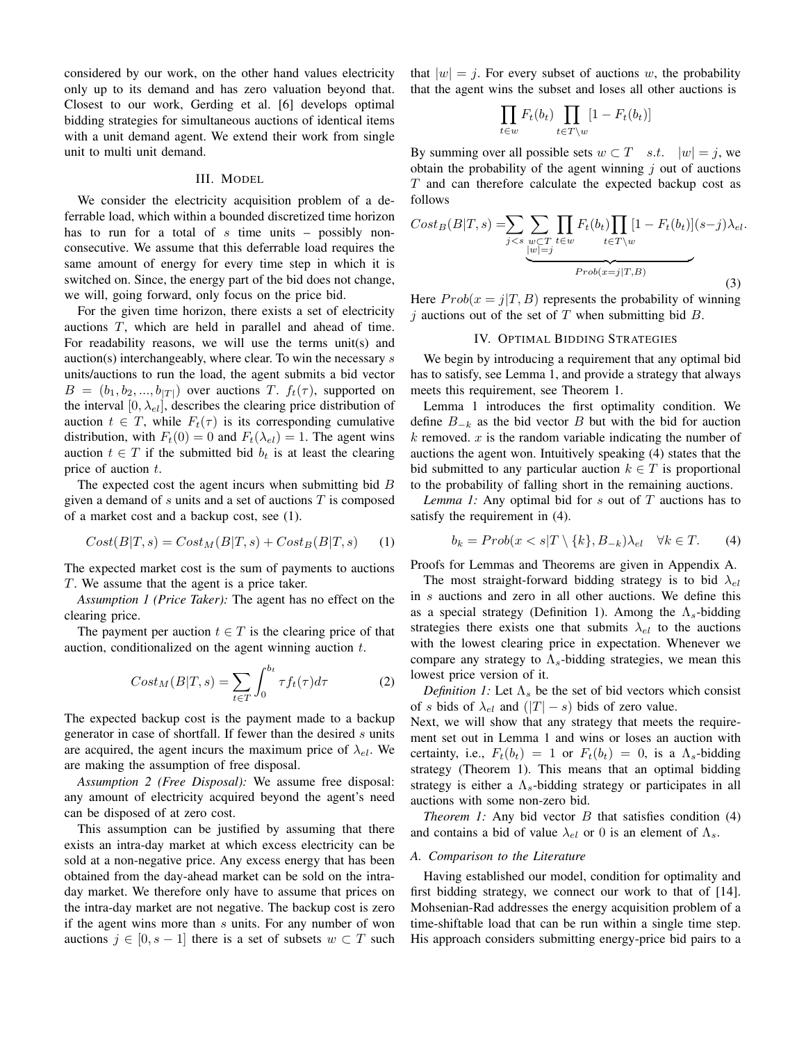considered by our work, on the other hand values electricity only up to its demand and has zero valuation beyond that. Closest to our work, Gerding et al. [6] develops optimal bidding strategies for simultaneous auctions of identical items with a unit demand agent. We extend their work from single unit to multi unit demand.

## III. Model

We consider the electricity acquisition problem of a deferrable load, which within a bounded discretized time horizon has to run for a total of $s$ time units – possibly non-consecutive. We assume that this deferrable load requires the same amount of energy for every time step in which it is switched on. Since, the energy part of the bid does not change, we will, going forward, only focus on the price bid.

For the given time horizon, there exists a set of electricity auctions $T$, which are held in parallel and ahead of time. For readability reasons, we will use the terms unit(s) and auction(s) interchangeably, where clear. To win the necessary $s$ units/auctions to run the load, the agent submits a bid vector $B = (b_1, b_2, ..., b_{|T|})$ over auctions $T$. $f_t(\tau)$, supported on the interval $[0, \lambda_{el}]$, describes the clearing price distribution of auction $t \in T$, while $F_t(\tau)$ is its corresponding cumulative distribution, with $F_t(0) = 0$ and $F_t(\lambda_{el}) = 1$. The agent wins auction $t \in T$ if the submitted bid $b_t$ is at least the clearing price of auction $t$.

The expected cost the agent incurs when submitting bid $B$ given a demand of $s$ units and a set of auctions $T$ is composed of a market cost and a backup cost, see (1).

$$Cost(B|T, s) = Cost_M(B|T, s) + Cost_B(B|T, s) \quad (1)$$

The expected market cost is the sum of payments to auctions $T$. We assume that the agent is a price taker.

*Assumption 1 (Price Taker):* The agent has no effect on the clearing price.

The payment per auction $t \in T$ is the clearing price of that auction, conditionalized on the agent winning auction $t$.

$$Cost_M(B|T, s) = \sum_{t \in T} \int_0^{b_t} \tau f_t(\tau) d\tau \quad (2)$$

The expected backup cost is the payment made to a backup generator in case of shortfall. If fewer than the desired $s$ units are acquired, the agent incurs the maximum price of $\lambda_{el}$. We are making the assumption of free disposal.

*Assumption 2 (Free Disposal):* We assume free disposal: any amount of electricity acquired beyond the agent's need can be disposed of at zero cost.

This assumption can be justified by assuming that there exists an intra-day market at which excess electricity can be sold at a non-negative price. Any excess energy that has been obtained from the day-ahead market can be sold on the intra-day market. We therefore only have to assume that prices on the intra-day market are not negative. The backup cost is zero if the agent wins more than $s$ units. For any number of won auctions $j \in [0, s-1]$ there is a set of subsets $w \subset T$ such that $|w| = j$. For every subset of auctions $w$, the probability that the agent wins the subset and loses all other auctions is

$$\prod_{t \in w} F_t(b_t) \prod_{t \in T \setminus w} [1 - F_t(b_t)]$$

By summing over all possible sets $w \subset T \quad s.t. \quad |w| = j$, we obtain the probability of the agent winning $j$ out of auctions $T$ and can therefore calculate the expected backup cost as follows

$$Cost_B(B|T, s) = \sum_{j<s} \underbrace{\sum_{\substack{w \subset T \\ |w|=j}} \prod_{t \in w} F_t(b_t) \prod_{t \in T \setminus w} [1 - F_t(b_t)]}_{Prob(x=j|T,B)} (s-j)\lambda_{el}. \quad (3)$$

Here $Prob(x = j|T, B)$ represents the probability of winning $j$ auctions out of the set of $T$ when submitting bid $B$.

## IV. Optimal Bidding Strategies

We begin by introducing a requirement that any optimal bid has to satisfy, see Lemma 1, and provide a strategy that always meets this requirement, see Theorem 1.

Lemma 1 introduces the first optimality condition. We define $B_{-k}$ as the bid vector $B$ but with the bid for auction $k$ removed. $x$ is the random variable indicating the number of auctions the agent won. Intuitively speaking (4) states that the bid submitted to any particular auction $k \in T$ is proportional to the probability of falling short in the remaining auctions.

*Lemma 1:* Any optimal bid for $s$ out of $T$ auctions has to satisfy the requirement in (4).

$$b_k = Prob(x < s|T \setminus \{k\}, B_{-k})\lambda_{el} \quad \forall k \in T. \quad (4)$$

Proofs for Lemmas and Theorems are given in Appendix A.

The most straight-forward bidding strategy is to bid $\lambda_{el}$ in $s$ auctions and zero in all other auctions. We define this as a special strategy (Definition 1). Among the $\Lambda_s$-bidding strategies there exists one that submits $\lambda_{el}$ to the auctions with the lowest clearing price in expectation. Whenever we compare any strategy to $\Lambda_s$-bidding strategies, we mean this lowest price version of it.

*Definition 1:* Let $\Lambda_s$ be the set of bid vectors which consist of $s$ bids of $\lambda_{el}$ and $(|T| - s)$ bids of zero value.

Next, we will show that any strategy that meets the requirement set out in Lemma 1 and wins or loses an auction with certainty, i.e., $F_t(b_t) = 1$ or $F_t(b_t) = 0$, is a $\Lambda_s$-bidding strategy (Theorem 1). This means that an optimal bidding strategy is either a $\Lambda_s$-bidding strategy or participates in all auctions with some non-zero bid.

*Theorem 1:* Any bid vector $B$ that satisfies condition (4) and contains a bid of value $\lambda_{el}$ or 0 is an element of $\Lambda_s$.

### A. Comparison to the Literature

Having established our model, condition for optimality and first bidding strategy, we connect our work to that of [14]. Mohsenian-Rad addresses the energy acquisition problem of a time-shiftable load that can be run within a single time step. His approach considers submitting energy-price bid pairs to a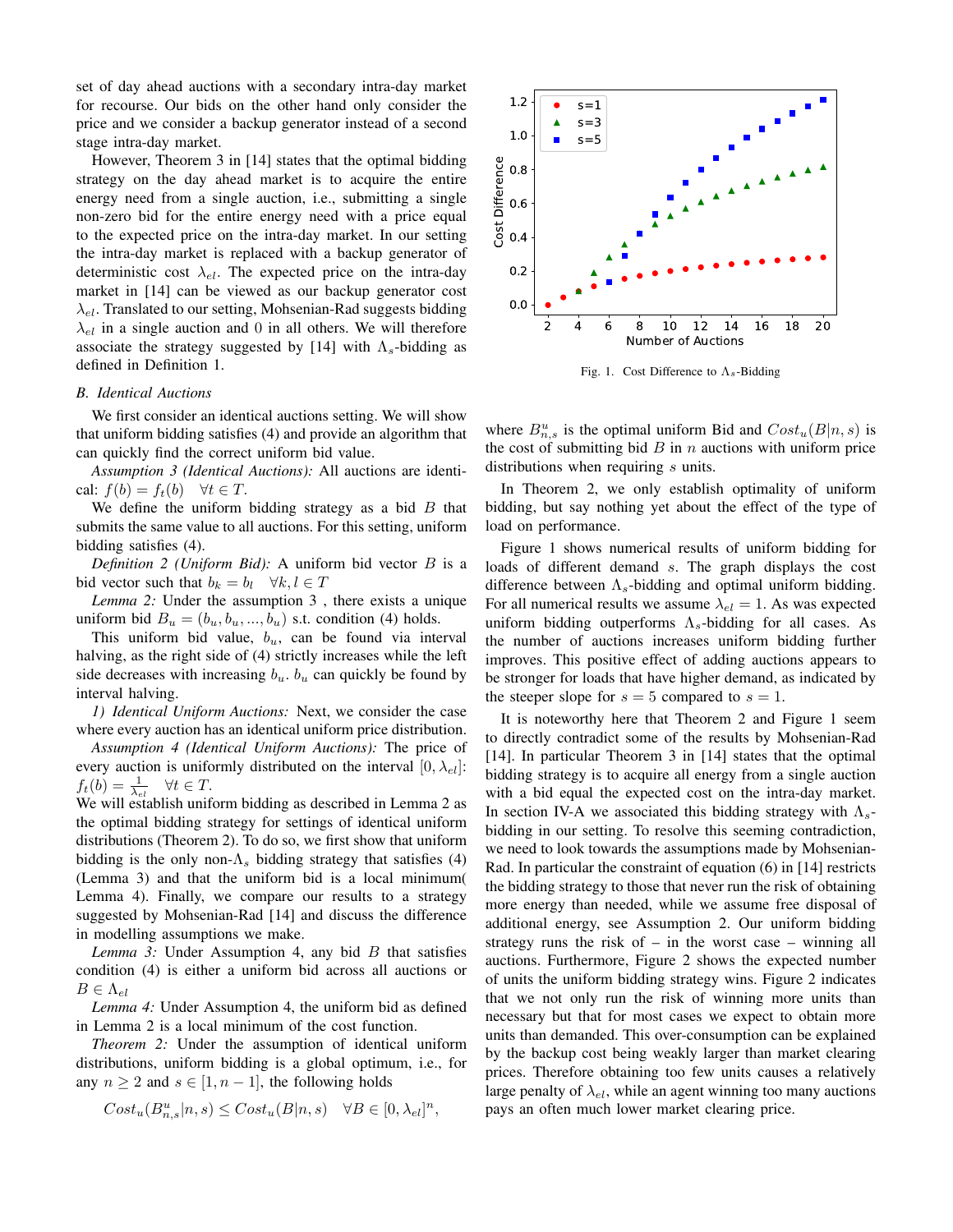set of day ahead auctions with a secondary intra-day market for recourse. Our bids on the other hand only consider the price and we consider a backup generator instead of a second stage intra-day market.

However, Theorem 3 in [14] states that the optimal bidding strategy on the day ahead market is to acquire the entire energy need from a single auction, i.e., submitting a single non-zero bid for the entire energy need with a price equal to the expected price on the intra-day market. In our setting the intra-day market is replaced with a backup generator of deterministic cost $\lambda_{el}$. The expected price on the intra-day market in [14] can be viewed as our backup generator cost $\lambda_{el}$. Translated to our setting, Mohsenian-Rad suggests bidding $\lambda_{el}$ in a single auction and 0 in all others. We will therefore associate the strategy suggested by [14] with $\Lambda_s$-bidding as defined in Definition 1.

### B. Identical Auctions

We first consider an identical auctions setting. We will show that uniform bidding satisfies (4) and provide an algorithm that can quickly find the correct uniform bid value.

*Assumption 3 (Identical Auctions):* All auctions are identical: $f(b) = f_t(b) \quad \forall t \in T$.

We define the uniform bidding strategy as a bid $B$ that submits the same value to all auctions. For this setting, uniform bidding satisfies (4).

*Definition 2 (Uniform Bid):* A uniform bid vector $B$ is a bid vector such that $b_k = b_l \quad \forall k, l \in T$

*Lemma 2:* Under the assumption 3 , there exists a unique uniform bid $B_u = (b_u, b_u, ..., b_u)$ s.t. condition (4) holds.

This uniform bid value, $b_u$, can be found via interval halving, as the right side of (4) strictly increases while the left side decreases with increasing $b_u$. $b_u$ can quickly be found by interval halving.

*1) Identical Uniform Auctions:* Next, we consider the case where every auction has an identical uniform price distribution.

*Assumption 4 (Identical Uniform Auctions):* The price of every auction is uniformly distributed on the interval $[0, \lambda_{el}]$: $f_t(b) = \frac{1}{\lambda_{el}} \quad \forall t \in T$.

We will establish uniform bidding as described in Lemma 2 as the optimal bidding strategy for settings of identical uniform distributions (Theorem 2). To do so, we first show that uniform bidding is the only non-$\Lambda_s$ bidding strategy that satisfies (4) (Lemma 3) and that the uniform bid is a local minimum( Lemma 4). Finally, we compare our results to a strategy suggested by Mohsenian-Rad [14] and discuss the difference in modelling assumptions we make.

*Lemma 3:* Under Assumption 4, any bid $B$ that satisfies condition (4) is either a uniform bid across all auctions or $B \in \Lambda_{el}$

*Lemma 4:* Under Assumption 4, the uniform bid as defined in Lemma 2 is a local minimum of the cost function.

*Theorem 2:* Under the assumption of identical uniform distributions, uniform bidding is a global optimum, i.e., for any $n \geq 2$ and $s \in [1, n-1]$, the following holds

$$Cost_u(B^u_{n,s}|n, s) \leq Cost_u(B|n, s) \quad \forall B \in [0, \lambda_{el}]^n,$$

Fig. 1. Cost Difference to $\Lambda_s$-Bidding

where $B^u_{n,s}$ is the optimal uniform Bid and $Cost_u(B|n, s)$ is the cost of submitting bid $B$ in $n$ auctions with uniform price distributions when requiring $s$ units.

In Theorem 2, we only establish optimality of uniform bidding, but say nothing yet about the effect of the type of load on performance.

Figure 1 shows numerical results of uniform bidding for loads of different demand $s$. The graph displays the cost difference between $\Lambda_s$-bidding and optimal uniform bidding. For all numerical results we assume $\lambda_{el} = 1$. As was expected uniform bidding outperforms $\Lambda_s$-bidding for all cases. As the number of auctions increases uniform bidding further improves. This positive effect of adding auctions appears to be stronger for loads that have higher demand, as indicated by the steeper slope for $s = 5$ compared to $s = 1$.

It is noteworthy here that Theorem 2 and Figure 1 seem to directly contradict some of the results by Mohsenian-Rad [14]. In particular Theorem 3 in [14] states that the optimal bidding strategy is to acquire all energy from a single auction with a bid equal the expected cost on the intra-day market. In section IV-A we associated this bidding strategy with $\Lambda_s$-bidding in our setting. To resolve this seeming contradiction, we need to look towards the assumptions made by Mohsenian-Rad. In particular the constraint of equation (6) in [14] restricts the bidding strategy to those that never run the risk of obtaining more energy than needed, while we assume free disposal of additional energy, see Assumption 2. Our uniform bidding strategy runs the risk of – in the worst case – winning all auctions. Furthermore, Figure 2 shows the expected number of units the uniform bidding strategy wins. Figure 2 indicates that we not only run the risk of winning more units than necessary but that for most cases we expect to obtain more units than demanded. This over-consumption can be explained by the backup cost being weakly larger than market clearing prices. Therefore obtaining too few units causes a relatively large penalty of $\lambda_{el}$, while an agent winning too many auctions pays an often much lower market clearing price.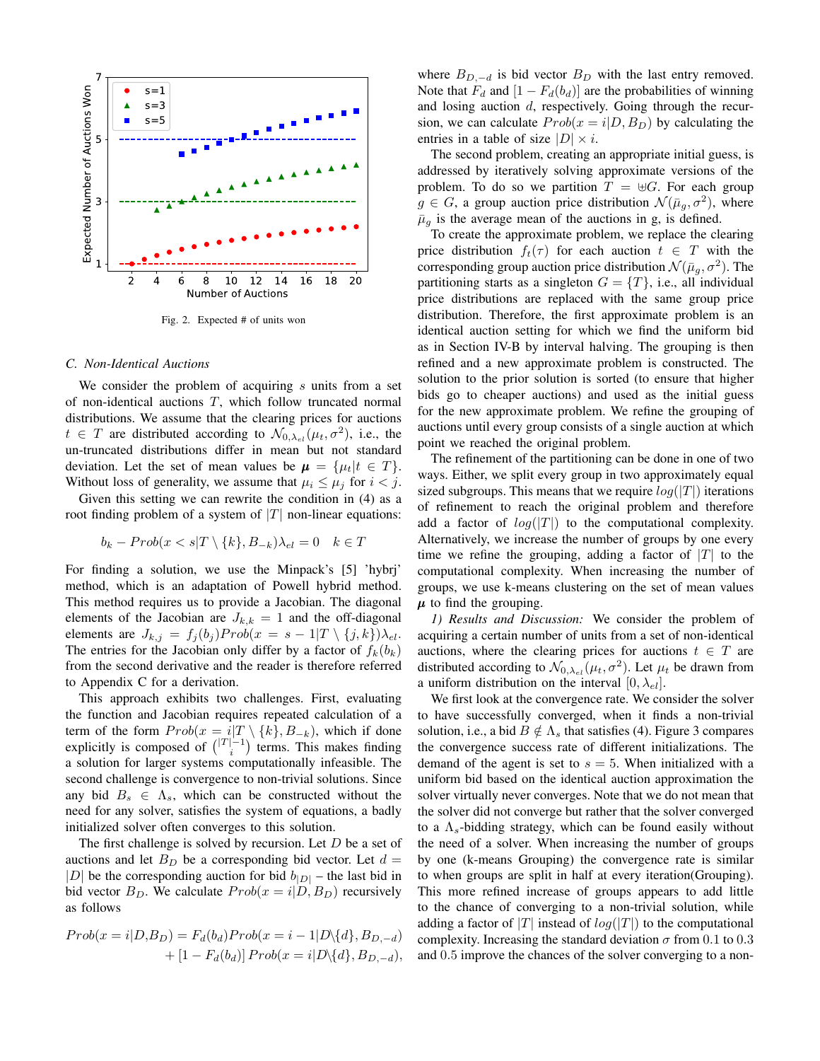Fig. 2. Expected # of units won

### C. Non-Identical Auctions

We consider the problem of acquiring $s$ units from a set of non-identical auctions $T$, which follow truncated normal distributions. We assume that the clearing prices for auctions $t \in T$ are distributed according to $\mathcal{N}_{0,\lambda_{el}}(\mu_t, \sigma^2)$, i.e., the un-truncated distributions differ in mean but not standard deviation. Let the set of mean values be $\boldsymbol{\mu} = \{\mu_t | t \in T\}$. Without loss of generality, we assume that $\mu_i \leq \mu_j$ for $i < j$.

Given this setting we can rewrite the condition in (4) as a root finding problem of a system of $|T|$ non-linear equations:

$$b_k - Prob(x < s | T \setminus \{k\}, B_{-k})\lambda_{el} = 0 \quad k \in T$$

For finding a solution, we use the Minpack's [5] 'hybrj' method, which is an adaptation of Powell hybrid method. This method requires us to provide a Jacobian. The diagonal elements of the Jacobian are $J_{k,k} = 1$ and the off-diagonal elements are $J_{k,j} = f_j(b_j) Prob(x = s - 1 | T \setminus \{j, k\})\lambda_{el}$. The entries for the Jacobian only differ by a factor of $f_k(b_k)$ from the second derivative and the reader is therefore referred to Appendix C for a derivation.

This approach exhibits two challenges. First, evaluating the function and Jacobian requires repeated calculation of a term of the form $Prob(x = i | T \setminus \{k\}, B_{-k})$, which if done explicitly is composed of $\binom{|T|-1}{i}$ terms. This makes finding a solution for larger systems computationally infeasible. The second challenge is convergence to non-trivial solutions. Since any bid $B_s \in \Lambda_s$, which can be constructed without the need for any solver, satisfies the system of equations, a badly initialized solver often converges to this solution.

The first challenge is solved by recursion. Let $D$ be a set of auctions and let $B_D$ be a corresponding bid vector. Let $d = |D|$ be the corresponding auction for bid $b_{|D|}$ – the last bid in bid vector $B_D$. We calculate $Prob(x = i | D, B_D)$ recursively as follows

$$\begin{aligned} Prob(x = i | D, B_D) &= F_d(b_d) Prob(x = i - 1 | D \backslash \{d\}, B_{D,-d}) \\ &+ [1 - F_d(b_d)] \, Prob(x = i | D \backslash \{d\}, B_{D,-d}), \end{aligned}$$

where $B_{D,-d}$ is bid vector $B_D$ with the last entry removed. Note that $F_d$ and $[1 - F_d(b_d)]$ are the probabilities of winning and losing auction $d$, respectively. Going through the recursion, we can calculate $Prob(x = i | D, B_D)$ by calculating the entries in a table of size $|D| \times i$.

The second problem, creating an appropriate initial guess, is addressed by iteratively solving approximate versions of the problem. To do so we partition $T = \uplus G$. For each group $g \in G$, a group auction price distribution $\mathcal{N}(\bar{\mu}_g, \sigma^2)$, where $\bar{\mu}_g$ is the average mean of the auctions in g, is defined.

To create the approximate problem, we replace the clearing price distribution $f_t(\tau)$ for each auction $t \in T$ with the corresponding group auction price distribution $\mathcal{N}(\bar{\mu}_g, \sigma^2)$. The partitioning starts as a singleton $G = \{T\}$, i.e., all individual price distributions are replaced with the same group price distribution. Therefore, the first approximate problem is an identical auction setting for which we find the uniform bid as in Section IV-B by interval halving. The grouping is then refined and a new approximate problem is constructed. The solution to the prior solution is sorted (to ensure that higher bids go to cheaper auctions) and used as the initial guess for the new approximate problem. We refine the grouping of auctions until every group consists of a single auction at which point we reached the original problem.

The refinement of the partitioning can be done in one of two ways. Either, we split every group in two approximately equal sized subgroups. This means that we require $log(|T|)$ iterations of refinement to reach the original problem and therefore add a factor of $log(|T|)$ to the computational complexity. Alternatively, we increase the number of groups by one every time we refine the grouping, adding a factor of $|T|$ to the computational complexity. When increasing the number of groups, we use k-means clustering on the set of mean values $\boldsymbol{\mu}$ to find the grouping.

*1) Results and Discussion:* We consider the problem of acquiring a certain number of units from a set of non-identical auctions, where the clearing prices for auctions $t \in T$ are distributed according to $\mathcal{N}_{0,\lambda_{el}}(\mu_t, \sigma^2)$. Let $\mu_t$ be drawn from a uniform distribution on the interval $[0, \lambda_{el}]$.

We first look at the convergence rate. We consider the solver to have successfully converged, when it finds a non-trivial solution, i.e., a bid $B \notin \Lambda_s$ that satisfies (4). Figure 3 compares the convergence success rate of different initializations. The demand of the agent is set to $s = 5$. When initialized with a uniform bid based on the identical auction approximation the solver virtually never converges. Note that we do not mean that the solver did not converge but rather that the solver converged to a $\Lambda_s$-bidding strategy, which can be found easily without the need of a solver. When increasing the number of groups by one (k-means Grouping) the convergence rate is similar to when groups are split in half at every iteration(Grouping). This more refined increase of groups appears to add little to the chance of converging to a non-trivial solution, while adding a factor of $|T|$ instead of $log(|T|)$ to the computational complexity. Increasing the standard deviation $\sigma$ from 0.1 to 0.3 and 0.5 improve the chances of the solver converging to a non-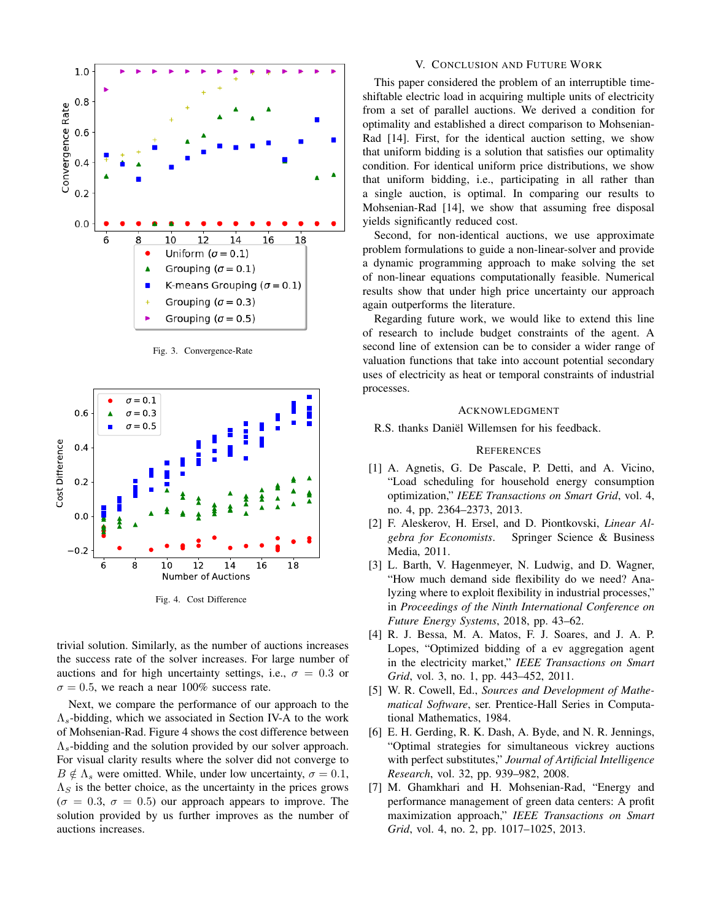Fig. 3. Convergence-Rate

Fig. 4. Cost Difference

trivial solution. Similarly, as the number of auctions increases the success rate of the solver increases. For large number of auctions and for high uncertainty settings, i.e., $\sigma = 0.3$ or $\sigma = 0.5$, we reach a near 100% success rate.

Next, we compare the performance of our approach to the $\Lambda_s$-bidding, which we associated in Section IV-A to the work of Mohsenian-Rad. Figure 4 shows the cost difference between $\Lambda_s$-bidding and the solution provided by our solver approach. For visual clarity results where the solver did not converge to $B \notin \Lambda_s$ were omitted. While, under low uncertainty, $\sigma = 0.1$, $\Lambda_S$ is the better choice, as the uncertainty in the prices grows ($\sigma = 0.3$, $\sigma = 0.5$) our approach appears to improve. The solution provided by us further improves as the number of auctions increases.

## V. Conclusion and Future Work

This paper considered the problem of an interruptible time-shiftable electric load in acquiring multiple units of electricity from a set of parallel auctions. We derived a condition for optimality and established a direct comparison to Mohsenian-Rad [14]. First, for the identical auction setting, we show that uniform bidding is a solution that satisfies our optimality condition. For identical uniform price distributions, we show that uniform bidding, i.e., participating in all rather than a single auction, is optimal. In comparing our results to Mohsenian-Rad [14], we show that assuming free disposal yields significantly reduced cost.

Second, for non-identical auctions, we use approximate problem formulations to guide a non-linear-solver and provide a dynamic programming approach to make solving the set of non-linear equations computationally feasible. Numerical results show that under high price uncertainty our approach again outperforms the literature.

Regarding future work, we would like to extend this line of research to include budget constraints of the agent. A second line of extension can be to consider a wider range of valuation functions that take into account potential secondary uses of electricity as heat or temporal constraints of industrial processes.

## Acknowledgment

R.S. thanks Daniël Willemsen for his feedback.

## References

[1] A. Agnetis, G. De Pascale, P. Detti, and A. Vicino, "Load scheduling for household energy consumption optimization," *IEEE Transactions on Smart Grid*, vol. 4, no. 4, pp. 2364–2373, 2013.

[2] F. Aleskerov, H. Ersel, and D. Piontkovski, *Linear Algebra for Economists*. Springer Science & Business Media, 2011.

[3] L. Barth, V. Hagenmeyer, N. Ludwig, and D. Wagner, "How much demand side flexibility do we need? Analyzing where to exploit flexibility in industrial processes," in *Proceedings of the Ninth International Conference on Future Energy Systems*, 2018, pp. 43–62.

[4] R. J. Bessa, M. A. Matos, F. J. Soares, and J. A. P. Lopes, "Optimized bidding of a ev aggregation agent in the electricity market," *IEEE Transactions on Smart Grid*, vol. 3, no. 1, pp. 443–452, 2011.

[5] W. R. Cowell, Ed., *Sources and Development of Mathematical Software*, ser. Prentice-Hall Series in Computational Mathematics, 1984.

[6] E. H. Gerding, R. K. Dash, A. Byde, and N. R. Jennings, "Optimal strategies for simultaneous vickrey auctions with perfect substitutes," *Journal of Artificial Intelligence Research*, vol. 32, pp. 939–982, 2008.

[7] M. Ghamkhari and H. Mohsenian-Rad, "Energy and performance management of green data centers: A profit maximization approach," *IEEE Transactions on Smart Grid*, vol. 4, no. 2, pp. 1017–1025, 2013.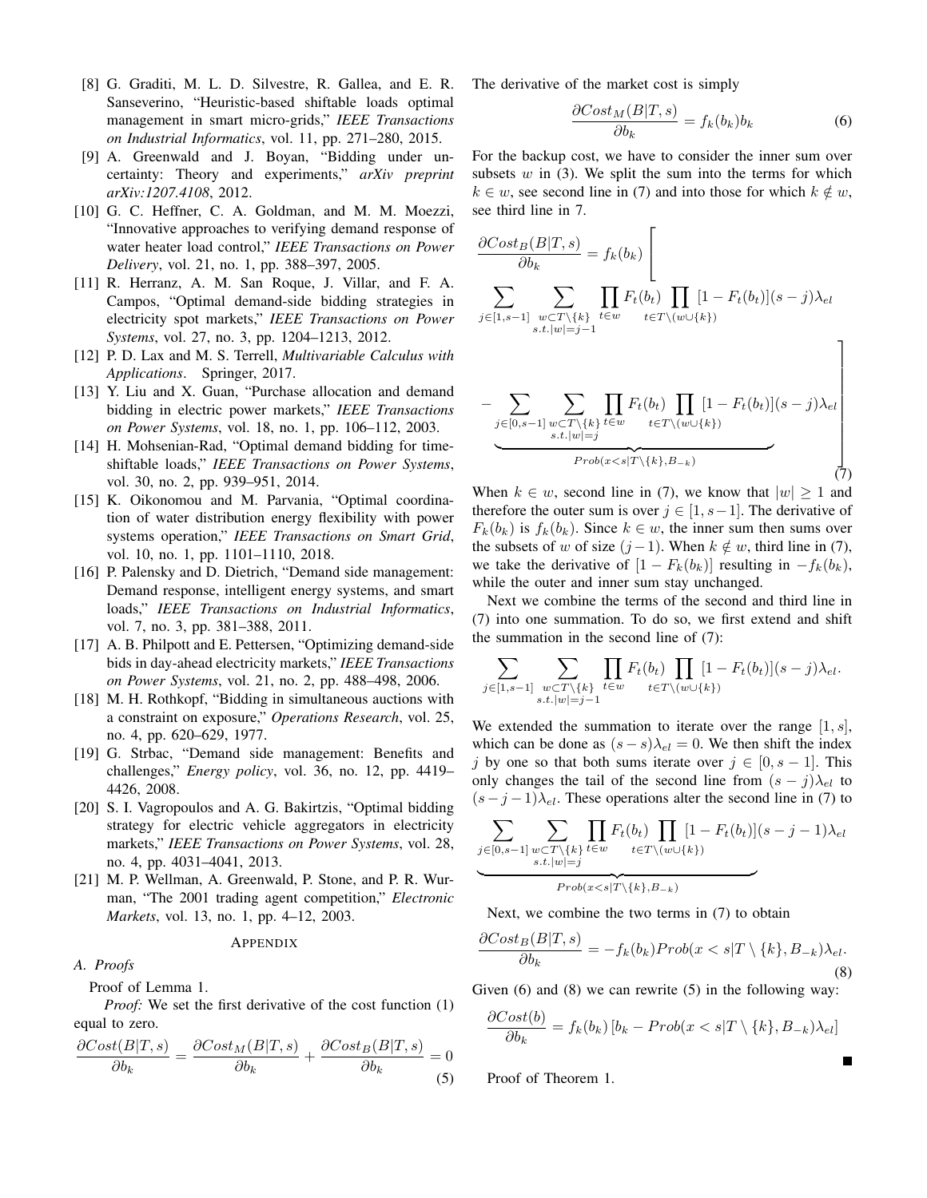[8] G. Graditi, M. L. D. Silvestre, R. Gallea, and E. R. Sanseverino, "Heuristic-based shiftable loads optimal management in smart micro-grids," *IEEE Transactions on Industrial Informatics*, vol. 11, pp. 271–280, 2015.

[9] A. Greenwald and J. Boyan, "Bidding under uncertainty: Theory and experiments," *arXiv preprint arXiv:1207.4108*, 2012.

[10] G. C. Heffner, C. A. Goldman, and M. M. Moezzi, "Innovative approaches to verifying demand response of water heater load control," *IEEE Transactions on Power Delivery*, vol. 21, no. 1, pp. 388–397, 2005.

[11] R. Herranz, A. M. San Roque, J. Villar, and F. A. Campos, "Optimal demand-side bidding strategies in electricity spot markets," *IEEE Transactions on Power Systems*, vol. 27, no. 3, pp. 1204–1213, 2012.

[12] P. D. Lax and M. S. Terrell, *Multivariable Calculus with Applications*. Springer, 2017.

[13] Y. Liu and X. Guan, "Purchase allocation and demand bidding in electric power markets," *IEEE Transactions on Power Systems*, vol. 18, no. 1, pp. 106–112, 2003.

[14] H. Mohsenian-Rad, "Optimal demand bidding for time-shiftable loads," *IEEE Transactions on Power Systems*, vol. 30, no. 2, pp. 939–951, 2014.

[15] K. Oikonomou and M. Parvania, "Optimal coordination of water distribution energy flexibility with power systems operation," *IEEE Transactions on Smart Grid*, vol. 10, no. 1, pp. 1101–1110, 2018.

[16] P. Palensky and D. Dietrich, "Demand side management: Demand response, intelligent energy systems, and smart loads," *IEEE Transactions on Industrial Informatics*, vol. 7, no. 3, pp. 381–388, 2011.

[17] A. B. Philpott and E. Pettersen, "Optimizing demand-side bids in day-ahead electricity markets," *IEEE Transactions on Power Systems*, vol. 21, no. 2, pp. 488–498, 2006.

[18] M. H. Rothkopf, "Bidding in simultaneous auctions with a constraint on exposure," *Operations Research*, vol. 25, no. 4, pp. 620–629, 1977.

[19] G. Strbac, "Demand side management: Benefits and challenges," *Energy policy*, vol. 36, no. 12, pp. 4419–4426, 2008.

[20] S. I. Vagropoulos and A. G. Bakirtzis, "Optimal bidding strategy for electric vehicle aggregators in electricity markets," *IEEE Transactions on Power Systems*, vol. 28, no. 4, pp. 4031–4041, 2013.

[21] M. P. Wellman, A. Greenwald, P. Stone, and P. R. Wurman, "The 2001 trading agent competition," *Electronic Markets*, vol. 13, no. 1, pp. 4–12, 2003.

## Appendix

### A. Proofs

Proof of Lemma 1.

*Proof:* We set the first derivative of the cost function (1) equal to zero.

$$\frac{\partial Cost(B|T,s)}{\partial b_k} = \frac{\partial Cost_M(B|T,s)}{\partial b_k} + \frac{\partial Cost_B(B|T,s)}{\partial b_k} = 0 \tag{5}$$

The derivative of the market cost is simply

$$\frac{\partial Cost_M(B|T,s)}{\partial b_k} = f_k(b_k) b_k \tag{6}$$

For the backup cost, we have to consider the inner sum over subsets $w$ in (3). We split the sum into the terms for which $k \in w$, see second line in (7) and into those for which $k \notin w$, see third line in 7.

$$\begin{aligned}\frac{\partial Cost_B(B|T,s)}{\partial b_k} = f_k(b_k) \Bigg[ & \\ &\sum_{j\in[1,s-1]} \sum_{\substack{w\subset T\setminus\{k\} \\ s.t. |w|=j-1}} \prod_{t\in w} F_t(b_t) \prod_{t\in T\setminus(w\cup\{k\})} [1-F_t(b_t)](s-j)\lambda_{el} \\ & - \underbrace{\sum_{j\in[0,s-1]} \sum_{\substack{w\subset T\setminus\{k\} \\ s.t. |w|=j}} \prod_{t\in w} F_t(b_t) \prod_{t\in T\setminus(w\cup\{k\})} [1-F_t(b_t)](s-j)\lambda_{el}}_{Prob(x<s|T\setminus\{k\},B_{-k})} \Bigg]\end{aligned} \tag{7}$$

When $k \in w$, second line in (7), we know that $|w| \geq 1$ and therefore the outer sum is over $j \in [1, s-1]$. The derivative of $F_k(b_k)$ is $f_k(b_k)$. Since $k \in w$, the inner sum then sums over the subsets of $w$ of size $(j-1)$. When $k \notin w$, third line in (7), we take the derivative of $[1 - F_k(b_k)]$ resulting in $-f_k(b_k)$, while the outer and inner sum stay unchanged.

Next we combine the terms of the second and third line in (7) into one summation. To do so, we first extend and shift the summation in the second line of (7):

$$\sum_{j\in[1,s-1]} \sum_{\substack{w\subset T\setminus\{k\} \\ s.t. |w|=j-1}} \prod_{t\in w} F_t(b_t) \prod_{t\in T\setminus(w\cup\{k\})} [1-F_t(b_t)](s-j)\lambda_{el}.$$

We extended the summation to iterate over the range $[1, s]$, which can be done as $(s-s)\lambda_{el} = 0$. We then shift the index $j$ by one so that both sums iterate over $j \in [0, s-1]$. This only changes the tail of the second line from $(s-j)\lambda_{el}$ to $(s-j-1)\lambda_{el}$. These operations alter the second line in (7) to

$$\underbrace{\sum_{j\in[0,s-1]} \sum_{\substack{w\subset T\setminus\{k\} \\ s.t. |w|=j}} \prod_{t\in w} F_t(b_t) \prod_{t\in T\setminus(w\cup\{k\})} [1-F_t(b_t)](s-j-1)\lambda_{el}}_{Prob(x<s|T\setminus\{k\},B_{-k})}$$

Next, we combine the two terms in (7) to obtain

$$\frac{\partial Cost_B(B|T,s)}{\partial b_k} = -f_k(b_k) Prob(x < s|T \setminus \{k\}, B_{-k})\lambda_{el}. \tag{8}$$

Given (6) and (8) we can rewrite (5) in the following way:

$$\frac{\partial Cost(b)}{\partial b_k} = f_k(b_k) \left[b_k - Prob(x < s|T \setminus \{k\}, B_{-k})\lambda_{el}\right]$$

■

Proof of Theorem 1.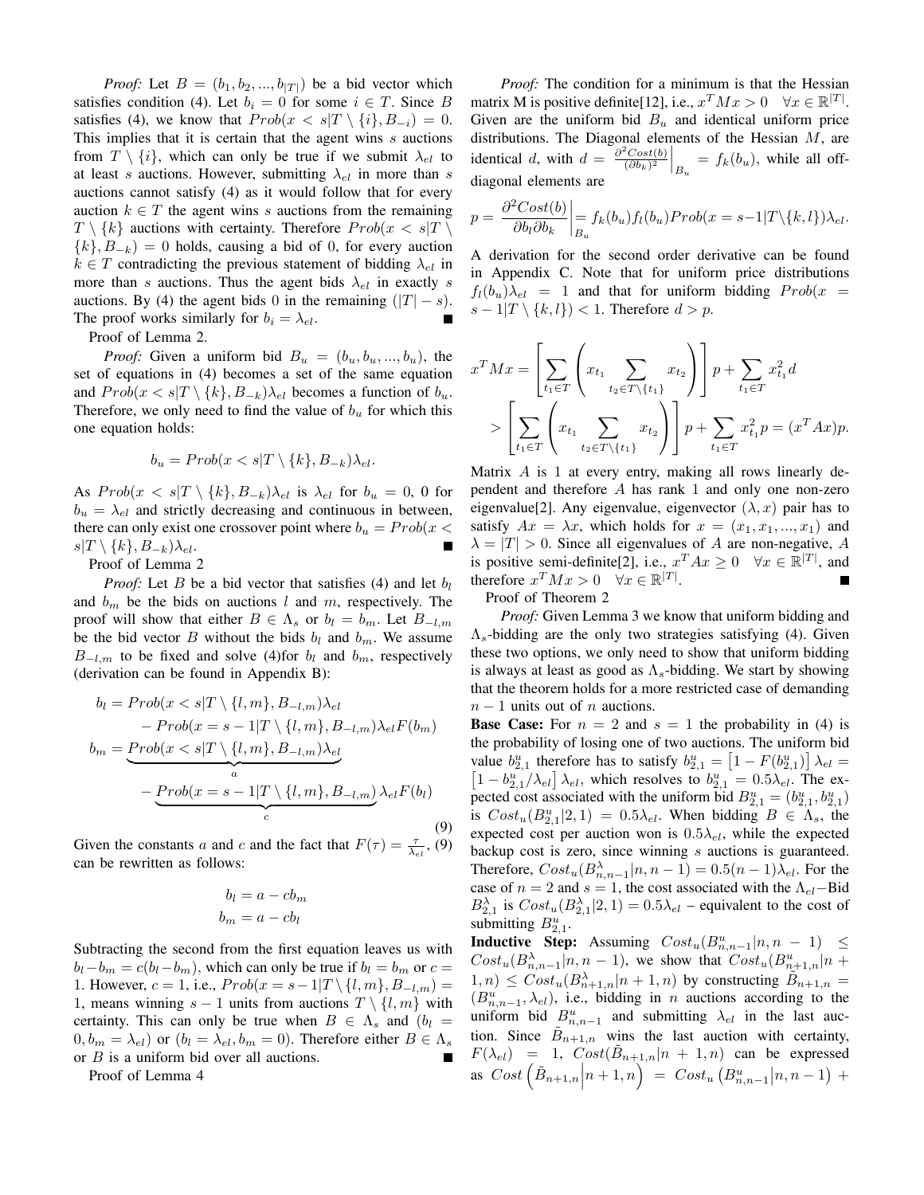*Proof:* Let $B = (b_1, b_2, ..., b_{|T|})$ be a bid vector which satisfies condition (4). Let $b_i = 0$ for some $i \in T$. Since $B$ satisfies (4), we know that $Prob(x < s|T \setminus \{i\}, B_{-i}) = 0$. This implies that it is certain that the agent wins $s$ auctions from $T \setminus \{i\}$, which can only be true if we submit $\lambda_{el}$ to at least $s$ auctions. However, submitting $\lambda_{el}$ in more than $s$ auctions cannot satisfy (4) as it would follow that for every auction $k \in T$ the agent wins $s$ auctions from the remaining $T \setminus \{k\}$ auctions with certainty. Therefore $Prob(x < s|T \setminus \{k\}, B_{-k}) = 0$ holds, causing a bid of 0, for every auction $k \in T$ contradicting the previous statement of bidding $\lambda_{el}$ in more than $s$ auctions. Thus the agent bids $\lambda_{el}$ in exactly $s$ auctions. By (4) the agent bids 0 in the remaining $(|T| - s)$. The proof works similarly for $b_i = \lambda_{el}$. ∎

Proof of Lemma 2.

*Proof:* Given a uniform bid $B_u = (b_u, b_u, ..., b_u)$, the set of equations in (4) becomes a set of the same equation and $Prob(x < s|T \setminus \{k\}, B_{-k})\lambda_{el}$ becomes a function of $b_u$. Therefore, we only need to find the value of $b_u$ for which this one equation holds:

$$b_u = Prob(x < s|T \setminus \{k\}, B_{-k})\lambda_{el}.$$

As $Prob(x < s|T \setminus \{k\}, B_{-k})\lambda_{el}$ is $\lambda_{el}$ for $b_u = 0$, 0 for $b_u = \lambda_{el}$ and strictly decreasing and continuous in between, there can only exist one crossover point where $b_u = Prob(x < s|T \setminus \{k\}, B_{-k})\lambda_{el}$. ∎

Proof of Lemma 2

*Proof:* Let $B$ be a bid vector that satisfies (4) and let $b_l$ and $b_m$ be the bids on auctions $l$ and $m$, respectively. The proof will show that either $B \in \Lambda_s$ or $b_l = b_m$. Let $B_{-l,m}$ be the bid vector $B$ without the bids $b_l$ and $b_m$. We assume $B_{-l,m}$ to be fixed and solve (4)for $b_l$ and $b_m$, respectively (derivation can be found in Appendix B):

$$\begin{aligned} b_l = &\, Prob(x < s|T \setminus \{l, m\}, B_{-l,m})\lambda_{el} \\ &- Prob(x = s-1|T \setminus \{l, m\}, B_{-l,m})\lambda_{el}F(b_m) \\ b_m = &\, \underbrace{Prob(x < s|T \setminus \{l, m\}, B_{-l,m})\lambda_{el}}_{a} \\ &- \underbrace{Prob(x = s-1|T \setminus \{l, m\}, B_{-l,m})}_{c}\lambda_{el}F(b_l) \end{aligned} \tag{9}$$

Given the constants $a$ and $c$ and the fact that $F(\tau) = \frac{\tau}{\lambda_{el}}$, (9) can be rewritten as follows:

$$\begin{aligned} b_l &= a - cb_m \\ b_m &= a - cb_l \end{aligned}$$

Subtracting the second from the first equation leaves us with $b_l - b_m = c(b_l - b_m)$, which can only be true if $b_l = b_m$ or $c = 1$. However, $c = 1$, i.e., $Prob(x = s-1|T \setminus \{l, m\}, B_{-l,m}) = 1$, means winning $s-1$ units from auctions $T \setminus \{l, m\}$ with certainty. This can only be true when $B \in \Lambda_s$ and $(b_l = 0, b_m = \lambda_{el})$ or $(b_l = \lambda_{el}, b_m = 0)$. Therefore either $B \in \Lambda_s$ or $B$ is a uniform bid over all auctions. ∎

Proof of Lemma 4

*Proof:* The condition for a minimum is that the Hessian matrix M is positive definite[12], i.e., $x^T Mx > 0 \quad \forall x \in \mathbb{R}^{|T|}$. Given are the uniform bid $B_u$ and identical uniform price distributions. The Diagonal elements of the Hessian $M$, are identical $d$, with $d = \left.\frac{\partial^2 Cost(b)}{(\partial b_k)^2}\right|_{B_u} = f_k(b_u)$, while all off-diagonal elements are

$$p = \left.\frac{\partial^2 Cost(b)}{\partial b_l \partial b_k}\right|_{B_u} = f_k(b_u)f_l(b_u)Prob(x = s-1|T \setminus \{k, l\})\lambda_{el}.$$

A derivation for the second order derivative can be found in Appendix C. Note that for uniform price distributions $f_l(b_u)\lambda_{el} = 1$ and that for uniform bidding $Prob(x = s-1|T \setminus \{k, l\}) < 1$. Therefore $d > p$.

$$\begin{aligned} x^T Mx &= \left[\sum_{t_1 \in T}\left(x_{t_1} \sum_{t_2 \in T \setminus \{t_1\}} x_{t_2}\right)\right] p + \sum_{t_1 \in T} x_{t_1}^2 d \\ &> \left[\sum_{t_1 \in T}\left(x_{t_1} \sum_{t_2 \in T \setminus \{t_1\}} x_{t_2}\right)\right] p + \sum_{t_1 \in T} x_{t_1}^2 p = (x^T Ax)p. \end{aligned}$$

Matrix $A$ is 1 at every entry, making all rows linearly dependent and therefore $A$ has rank 1 and only one non-zero eigenvalue[2]. Any eigenvalue, eigenvector $(\lambda, x)$ pair has to satisfy $Ax = \lambda x$, which holds for $x = (x_1, x_1, ..., x_1)$ and $\lambda = |T| > 0$. Since all eigenvalues of $A$ are non-negative, $A$ is positive semi-definite[2], i.e., $x^T Ax \geq 0 \quad \forall x \in \mathbb{R}^{|T|}$, and therefore $x^T Mx > 0 \quad \forall x \in \mathbb{R}^{|T|}$. ∎

Proof of Theorem 2

*Proof:* Given Lemma 3 we know that uniform bidding and $\Lambda_s$-bidding are the only two strategies satisfying (4). Given these two options, we only need to show that uniform bidding is always at least as good as $\Lambda_s$-bidding. We start by showing that the theorem holds for a more restricted case of demanding $n-1$ units out of $n$ auctions.

**Base Case:** For $n = 2$ and $s = 1$ the probability in (4) is the probability of losing one of two auctions. The uniform bid value $b^u_{2,1}$ therefore has to satisfy $b^u_{2,1} = \left[1 - F(b^u_{2,1})\right]\lambda_{el} = \left[1 - b^u_{2,1}/\lambda_{el}\right]\lambda_{el}$, which resolves to $b^u_{2,1} = 0.5\lambda_{el}$. The expected cost associated with the uniform bid $B^u_{2,1} = (b^u_{2,1}, b^u_{2,1})$ is $Cost_u(B^u_{2,1}|2, 1) = 0.5\lambda_{el}$. When bidding $B \in \Lambda_s$, the expected cost per auction won is $0.5\lambda_{el}$, while the expected backup cost is zero, since winning $s$ auctions is guaranteed. Therefore, $Cost_u(B^\lambda_{n,n-1}|n, n-1) = 0.5(n-1)\lambda_{el}$. For the case of $n = 2$ and $s = 1$, the cost associated with the $\Lambda_{el}$−Bid $B^\lambda_{2,1}$ is $Cost_u(B^\lambda_{2,1}|2, 1) = 0.5\lambda_{el}$ – equivalent to the cost of submitting $B^u_{2,1}$.

**Inductive Step:** Assuming $Cost_u(B^u_{n,n-1}|n, n-1) \leq Cost_u(B^\lambda_{n,n-1}|n, n-1)$, we show that $Cost_u(B^u_{n+1,n}|n+1, n) \leq Cost_u(B^\lambda_{n+1,n}|n+1, n)$ by constructing $\tilde{B}_{n+1,n} = (B^u_{n,n-1}, \lambda_{el})$, i.e., bidding in $n$ auctions according to the uniform bid $B^u_{n,n-1}$ and submitting $\lambda_{el}$ in the last auction. Since $\tilde{B}_{n+1,n}$ wins the last auction with certainty, $F(\lambda_{el}) = 1$, $Cost(\tilde{B}_{n+1,n}|n+1, n)$ can be expressed as $Cost\left(\tilde{B}_{n+1,n}\middle|n+1, n\right) = Cost_u\left(B^u_{n,n-1}\middle|n, n-1\right) +$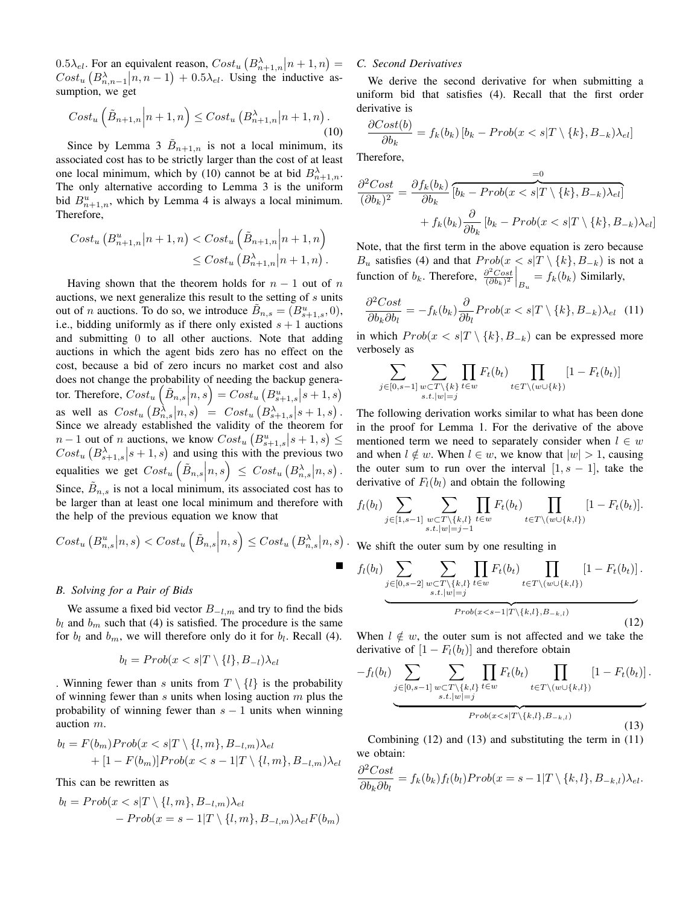$0.5\lambda_{el}$. For an equivalent reason, $Cost_u\left(B^{\lambda}_{n+1,n}\middle|n+1,n\right) = Cost_u\left(B^{\lambda}_{n,n-1}\middle|n,n-1\right) + 0.5\lambda_{el}$. Using the inductive assumption, we get

$$Cost_u\left(\tilde{B}_{n+1,n}\middle|n+1,n\right) \leq Cost_u\left(B^{\lambda}_{n+1,n}\middle|n+1,n\right). \tag{10}$$

Since by Lemma 3 $\tilde{B}_{n+1,n}$ is not a local minimum, its associated cost has to be strictly larger than the cost of at least one local minimum, which by (10) cannot be at bid $B^{\lambda}_{n+1,n}$. The only alternative according to Lemma 3 is the uniform bid $B^{u}_{n+1,n}$, which by Lemma 4 is always a local minimum. Therefore,

$$Cost_u\left(B^{u}_{n+1,n}\middle|n+1,n\right) < Cost_u\left(\tilde{B}_{n+1,n}\middle|n+1,n\right) \leq Cost_u\left(B^{\lambda}_{n+1,n}\middle|n+1,n\right).$$

Having shown that the theorem holds for $n-1$ out of $n$ auctions, we next generalize this result to the setting of $s$ units out of $n$ auctions. To do so, we introduce $\tilde{B}_{n,s} = (B^{u}_{s+1,s}, 0)$, i.e., bidding uniformly as if there only existed $s+1$ auctions and submitting $0$ to all other auctions. Note that adding auctions in which the agent bids zero has no effect on the cost, because a bid of zero incurs no market cost and also does not change the probability of needing the backup generator. Therefore, $Cost_u\left(\tilde{B}_{n,s}\middle|n,s\right) = Cost_u\left(B^{u}_{s+1,s}\middle|s+1,s\right)$ as well as $Cost_u\left(B^{\lambda}_{n,s}\middle|n,s\right) = Cost_u\left(B^{\lambda}_{s+1,s}\middle|s+1,s\right)$. Since we already established the validity of the theorem for $n-1$ out of $n$ auctions, we know $Cost_u\left(B^{u}_{s+1,s}\middle|s+1,s\right) \leq Cost_u\left(B^{\lambda}_{s+1,s}\middle|s+1,s\right)$ and using this with the previous two equalities we get $Cost_u\left(\tilde{B}_{n,s}\middle|n,s\right) \leq Cost_u\left(B^{\lambda}_{n,s}\middle|n,s\right)$. Since, $\tilde{B}_{n,s}$ is not a local minimum, its associated cost has to be larger than at least one local minimum and therefore with the help of the previous equation we know that

$$Cost_u\left(B^{u}_{n,s}\middle|n,s\right) < Cost_u\left(\tilde{B}_{n,s}\middle|n,s\right) \leq Cost_u\left(B^{\lambda}_{n,s}\middle|n,s\right).$$

■

### B. Solving for a Pair of Bids

We assume a fixed bid vector $B_{-l,m}$ and try to find the bids $b_l$ and $b_m$ such that (4) is satisfied. The procedure is the same for $b_l$ and $b_m$, we will therefore only do it for $b_l$. Recall (4).

$$b_l = Prob(x < s|T\setminus\{l\}, B_{-l})\lambda_{el}$$

. Winning fewer than $s$ units from $T\setminus\{l\}$ is the probability of winning fewer than $s$ units when losing auction $m$ plus the probability of winning fewer than $s-1$ units when winning auction $m$.

$$b_l = F(b_m)Prob(x < s|T\setminus\{l,m\}, B_{-l,m})\lambda_{el} + [1-F(b_m)]Prob(x < s-1|T\setminus\{l,m\}, B_{-l,m})\lambda_{el}$$

This can be rewritten as

$$b_l = Prob(x < s|T\setminus\{l,m\}, B_{-l,m})\lambda_{el} - Prob(x = s-1|T\setminus\{l,m\}, B_{-l,m})\lambda_{el}F(b_m)$$

### C. Second Derivatives

We derive the second derivative for when submitting a uniform bid that satisfies (4). Recall that the first order derivative is

$$\frac{\partial Cost(b)}{\partial b_k} = f_k(b_k)\left[b_k - Prob(x < s|T\setminus\{k\}, B_{-k})\lambda_{el}\right]$$

Therefore,

$$\frac{\partial^2 Cost}{(\partial b_k)^2} = \frac{\partial f_k(b_k)}{\partial b_k}\overbrace{\left[b_k - Prob(x < s|T\setminus\{k\}, B_{-k})\lambda_{el}\right]}^{=0} + f_k(b_k)\frac{\partial}{\partial b_k}\left[b_k - Prob(x < s|T\setminus\{k\}, B_{-k})\lambda_{el}\right]$$

Note, that the first term in the above equation is zero because $B_u$ satisfies (4) and that $Prob(x < s|T\setminus\{k\}, B_{-k})$ is not a function of $b_k$. Therefore, $\left.\frac{\partial^2 Cost}{(\partial b_k)^2}\right|_{B_u} = f_k(b_k)$ Similarly,

$$\frac{\partial^2 Cost}{\partial b_k \partial b_l} = -f_k(b_k)\frac{\partial}{\partial b_l}Prob(x < s|T\setminus\{k\}, B_{-k})\lambda_{el} \tag{11}$$

in which $Prob(x < s|T\setminus\{k\}, B_{-k})$ can be expressed more verbosely as

$$\sum_{j\in[0,s-1]}\sum_{\substack{w\subset T\setminus\{k\}\\ s.t.|w|=j}}\prod_{t\in w}F_t(b_t)\prod_{t\in T\setminus(w\cup\{k\})}[1-F_t(b_t)]$$

The following derivation works similar to what has been done in the proof for Lemma 1. For the derivative of the above mentioned term we need to separately consider when $l\in w$ and when $l\notin w$. When $l\in w$, we know that $|w|>1$, causing the outer sum to run over the interval $[1,s-1]$, take the derivative of $F_l(b_l)$ and obtain the following

$$f_l(b_l)\sum_{j\in[1,s-1]}\sum_{\substack{w\subset T\setminus\{k,l\}\\ s.t.|w|=j-1}}\prod_{t\in w}F_t(b_t)\prod_{t\in T\setminus(w\cup\{k,l\})}[1-F_t(b_t)].$$

We shift the outer sum by one resulting in

$$f_l(b_l)\underbrace{\sum_{j\in[0,s-2]}\sum_{\substack{w\subset T\setminus\{k,l\}\\ s.t.|w|=j}}\prod_{t\in w}F_t(b_t)\prod_{t\in T\setminus(w\cup\{k,l\})}[1-F_t(b_t)]}_{Prob(x<s-1|T\setminus\{k,l\},B_{-k,l})}. \tag{12}$$

When $l\notin w$, the outer sum is not affected and we take the derivative of $[1-F_l(b_l)]$ and therefore obtain

$$-f_l(b_l)\underbrace{\sum_{j\in[0,s-1]}\sum_{\substack{w\subset T\setminus\{k,l\}\\ s.t.|w|=j}}\prod_{t\in w}F_t(b_t)\prod_{t\in T\setminus(w\cup\{k,l\})}[1-F_t(b_t)]}_{Prob(x<s|T\setminus\{k,l\},B_{-k,l})}. \tag{13}$$

Combining (12) and (13) and substituting the term in (11) we obtain:

$$\frac{\partial^2 Cost}{\partial b_k \partial b_l} = f_k(b_k)f_l(b_l)Prob(x = s-1|T\setminus\{k,l\}, B_{-k,l})\lambda_{el}.$$